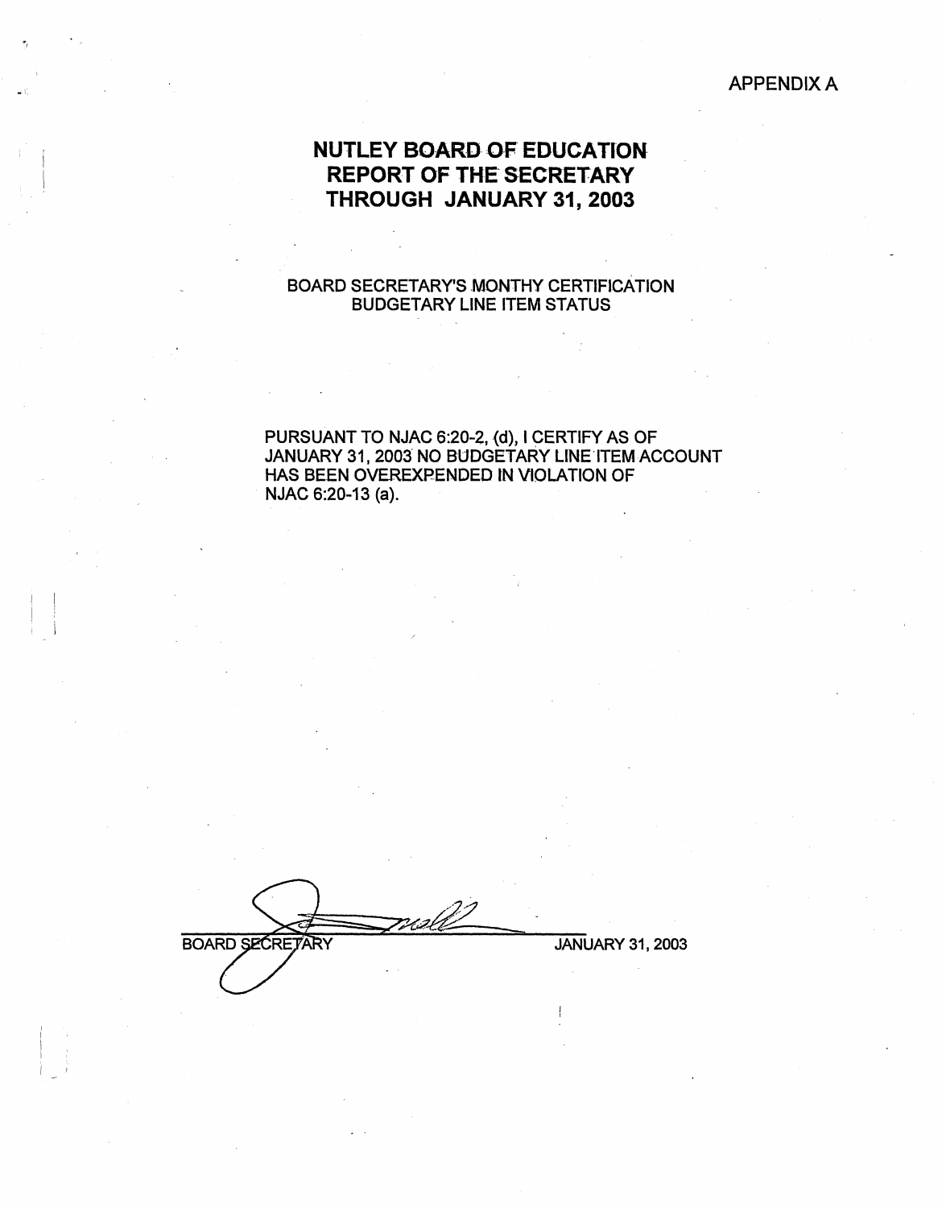APPENDIX A

# NUTLEY BOARD OF EDUCATION
# REPORT OF THE SECRETARY
# THROUGH JANUARY 31, 2003

BOARD SECRETARY'S MONTHY CERTIFICATION
BUDGETARY LINE ITEM STATUS

PURSUANT TO NJAC 6:20-2, (d), I CERTIFY AS OF JANUARY 31, 2003 NO BUDGETARY LINE ITEM ACCOUNT HAS BEEN OVEREXPENDED IN VIOLATION OF NJAC 6:20-13 (a).

BOARD SECRETARY — JANUARY 31, 2003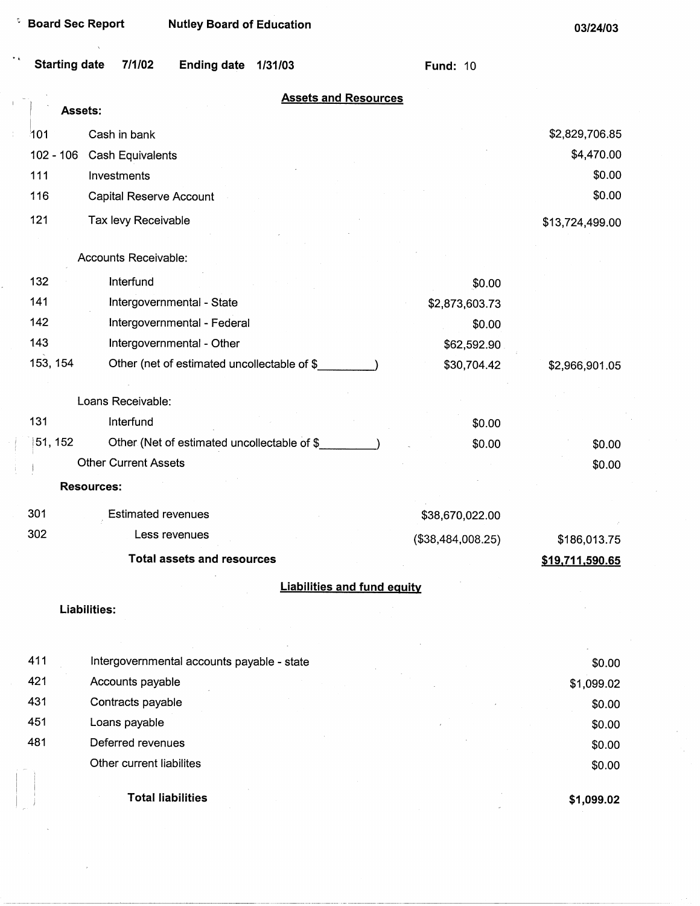**Board Sec Report** **Nutley Board of Education** **03/24/03**

**Starting date** 7/1/02 **Ending date** 1/31/03 **Fund:** 10

## Assets and Resources

**Assets:**

| Code | Description | | |
|---|---|---|---|
| 101 | Cash in bank | | $2,829,706.85 |
| 102 - 106 | Cash Equivalents | | $4,470.00 |
| 111 | Investments | | $0.00 |
| 116 | Capital Reserve Account | | $0.00 |
| 121 | Tax levy Receivable | | $13,724,499.00 |
| | Accounts Receivable: | | |
| 132 | Interfund | $0.00 | |
| 141 | Intergovernmental - State | $2,873,603.73 | |
| 142 | Intergovernmental - Federal | $0.00 | |
| 143 | Intergovernmental - Other | $62,592.90 | |
| 153, 154 | Other (net of estimated uncollectable of $_________) | $30,704.42 | $2,966,901.05 |
| | Loans Receivable: | | |
| 131 | Interfund | $0.00 | |
| 151, 152 | Other (Net of estimated uncollectable of $_________) | $0.00 | $0.00 |
| | Other Current Assets | | $0.00 |

**Resources:**

| Code | Description | | |
|---|---|---|---|
| 301 | Estimated revenues | $38,670,022.00 | |
| 302 | Less revenues | ($38,484,008.25) | $186,013.75 |
| | **Total assets and resources** | | **$19,711,590.65** |

## Liabilities and fund equity

**Liabilities:**

| Code | Description | |
|---|---|---|
| 411 | Intergovernmental accounts payable - state | $0.00 |
| 421 | Accounts payable | $1,099.02 |
| 431 | Contracts payable | $0.00 |
| 451 | Loans payable | $0.00 |
| 481 | Deferred revenues | $0.00 |
| | Other current liabilites | $0.00 |
| | **Total liabilities** | **$1,099.02** |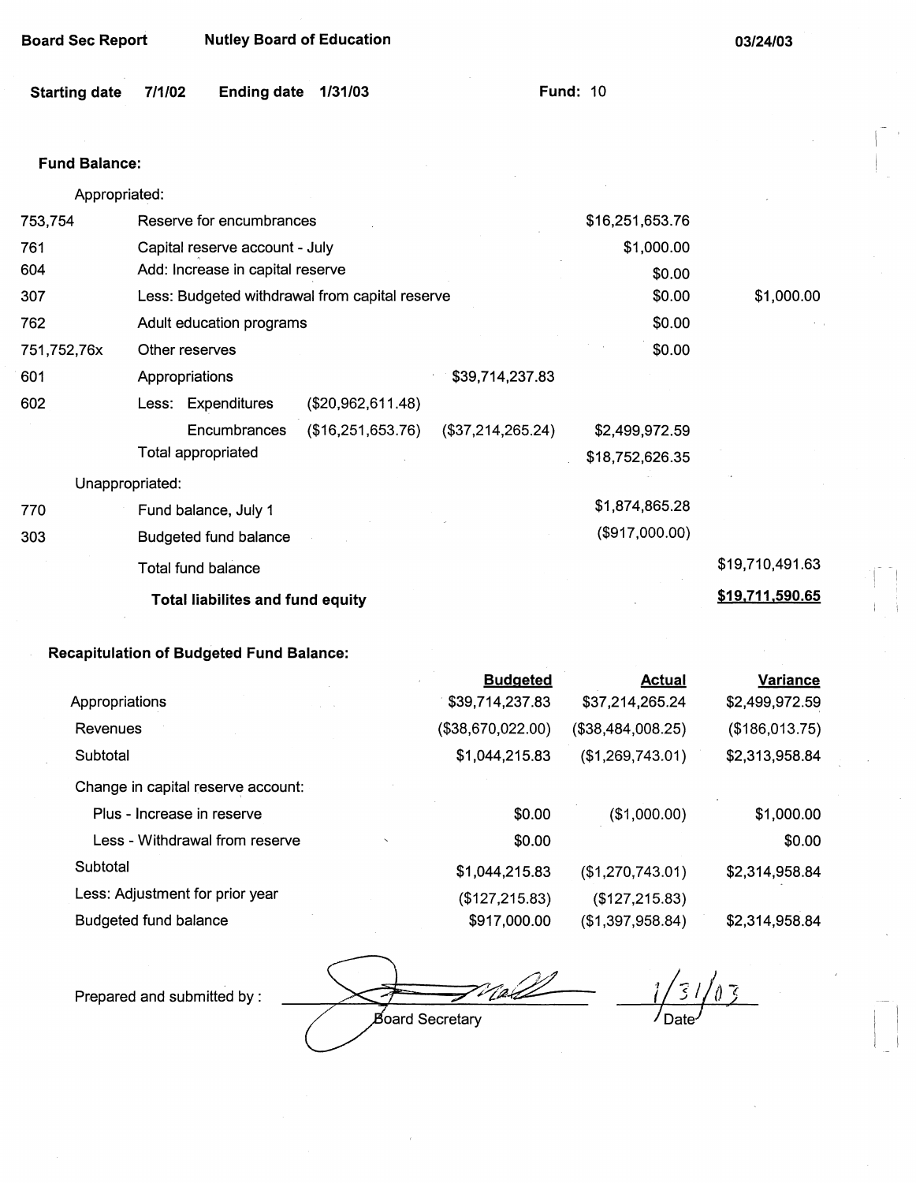**Board Sec Report** **Nutley Board of Education** **03/24/03**

**Starting date** **7/1/02** **Ending date** **1/31/03** **Fund:** 10

**Fund Balance:**

| | | | | | |
|---|---|---|---|---|---|
| | Appropriated: | | | | |
| 753,754 | Reserve for encumbrances | | | $16,251,653.76 | |
| 761 | Capital reserve account - July | | | $1,000.00 | |
| 604 | Add: Increase in capital reserve | | | $0.00 | |
| 307 | Less: Budgeted withdrawal from capital reserve | | | $0.00 | $1,000.00 |
| 762 | Adult education programs | | | $0.00 | |
| 751,752,76x | Other reserves | | | $0.00 | |
| 601 | Appropriations | | $39,714,237.83 | | |
| 602 | Less: Expenditures | ($20,962,611.48) | | | |
| | Encumbrances | ($16,251,653.76) | ($37,214,265.24) | $2,499,972.59 | |
| | Total appropriated | | | $18,752,626.35 | |
| | Unappropriated: | | | | |
| 770 | Fund balance, July 1 | | | $1,874,865.28 | |
| 303 | Budgeted fund balance | | | ($917,000.00) | |
| | Total fund balance | | | | $19,710,491.63 |
| | **Total liabilites and fund equity** | | | | **$19,711,590.65** |

**Recapitulation of Budgeted Fund Balance:**

| | Budgeted | Actual | Variance |
|---|---|---|---|
| Appropriations | $39,714,237.83 | $37,214,265.24 | $2,499,972.59 |
| Revenues | ($38,670,022.00) | ($38,484,008.25) | ($186,013.75) |
| Subtotal | $1,044,215.83 | ($1,269,743.01) | $2,313,958.84 |
| Change in capital reserve account: | | | |
| Plus - Increase in reserve | $0.00 | ($1,000.00) | $1,000.00 |
| Less - Withdrawal from reserve | $0.00 | | $0.00 |
| Subtotal | $1,044,215.83 | ($1,270,743.01) | $2,314,958.84 |
| Less: Adjustment for prior year | ($127,215.83) | ($127,215.83) | |
| Budgeted fund balance | $917,000.00 | ($1,397,958.84) | $2,314,958.84 |

Prepared and submitted by : ____________________ Board Secretary 1/31/03 Date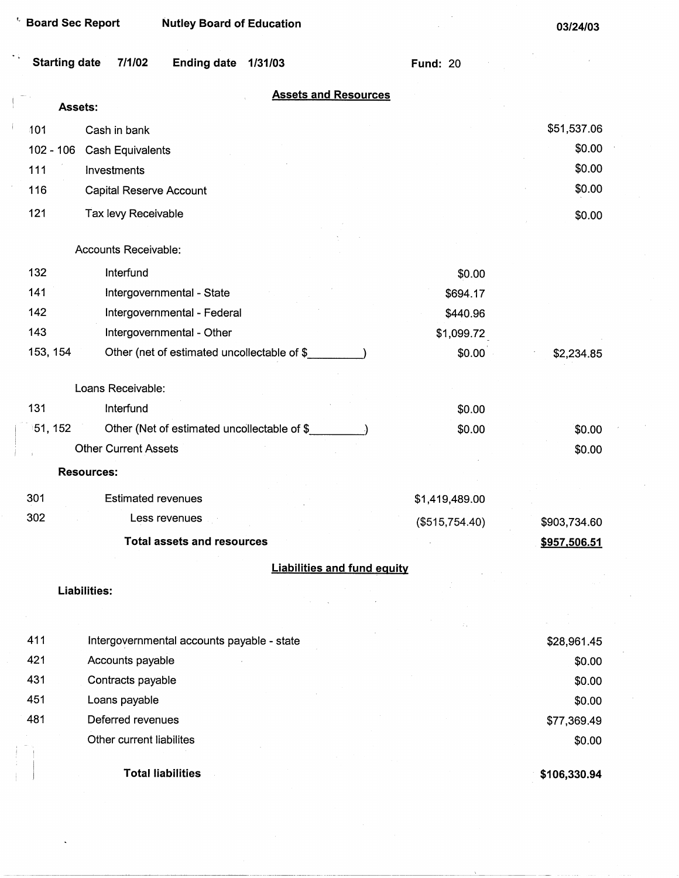Board Sec Report — Nutley Board of Education — 03/24/03

**Starting date** 7/1/02 **Ending date** 1/31/03 **Fund:** 20

## Assets and Resources

**Assets:**

| | | | |
|---|---|---|---|
| 101 | Cash in bank | | $51,537.06 |
| 102 - 106 | Cash Equivalents | | $0.00 |
| 111 | Investments | | $0.00 |
| 116 | Capital Reserve Account | | $0.00 |
| 121 | Tax levy Receivable | | $0.00 |
| | Accounts Receivable: | | |
| 132 | Interfund | $0.00 | |
| 141 | Intergovernmental - State | $694.17 | |
| 142 | Intergovernmental - Federal | $440.96 | |
| 143 | Intergovernmental - Other | $1,099.72 | |
| 153, 154 | Other (net of estimated uncollectable of $_________) | $0.00 | $2,234.85 |
| | Loans Receivable: | | |
| 131 | Interfund | $0.00 | |
| 151, 152 | Other (Net of estimated uncollectable of $_________) | $0.00 | $0.00 |
| | Other Current Assets | | $0.00 |

**Resources:**

| | | | |
|---|---|---|---|
| 301 | Estimated revenues | $1,419,489.00 | |
| 302 | Less revenues | ($515,754.40) | $903,734.60 |
| | **Total assets and resources** | | **$957,506.51** |

## Liabilities and fund equity

**Liabilities:**

| | | |
|---|---|---|
| 411 | Intergovernmental accounts payable - state | $28,961.45 |
| 421 | Accounts payable | $0.00 |
| 431 | Contracts payable | $0.00 |
| 451 | Loans payable | $0.00 |
| 481 | Deferred revenues | $77,369.49 |
| | Other current liabilites | $0.00 |
| | **Total liabilities** | **$106,330.94** |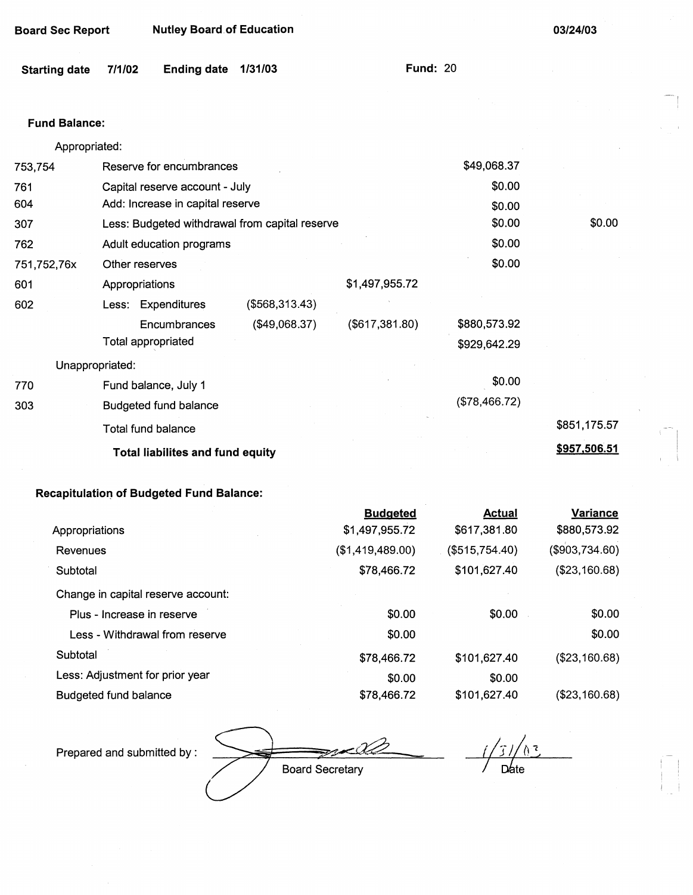Board Sec Report | Nutley Board of Education | 03/24/03

**Starting date** 7/1/02 **Ending date** 1/31/03 **Fund:** 20

### Fund Balance:

| Code | Description | | | | |
|---|---|---|---|---|---|
| | Appropriated: | | | | |
| 753,754 | Reserve for encumbrances | | | $49,068.37 | |
| 761 | Capital reserve account - July | | | $0.00 | |
| 604 | Add: Increase in capital reserve | | | $0.00 | |
| 307 | Less: Budgeted withdrawal from capital reserve | | | $0.00 | $0.00 |
| 762 | Adult education programs | | | $0.00 | |
| 751,752,76x | Other reserves | | | $0.00 | |
| 601 | Appropriations | | $1,497,955.72 | | |
| 602 | Less: Expenditures | ($568,313.43) | | | |
| | Encumbrances | ($49,068.37) | ($617,381.80) | $880,573.92 | |
| | Total appropriated | | | $929,642.29 | |
| | Unappropriated: | | | | |
| 770 | Fund balance, July 1 | | | $0.00 | |
| 303 | Budgeted fund balance | | | ($78,466.72) | |
| | Total fund balance | | | | $851,175.57 |
| | **Total liabilites and fund equity** | | | | **$957,506.51** |

### Recapitulation of Budgeted Fund Balance:

| | Budgeted | Actual | Variance |
|---|---|---|---|
| Appropriations | $1,497,955.72 | $617,381.80 | $880,573.92 |
| Revenues | ($1,419,489.00) | ($515,754.40) | ($903,734.60) |
| Subtotal | $78,466.72 | $101,627.40 | ($23,160.68) |
| Change in capital reserve account: | | | |
| Plus - Increase in reserve | $0.00 | $0.00 | $0.00 |
| Less - Withdrawal from reserve | $0.00 | | $0.00 |
| Subtotal | $78,466.72 | $101,627.40 | ($23,160.68) |
| Less: Adjustment for prior year | $0.00 | $0.00 | |
| Budgeted fund balance | $78,466.72 | $101,627.40 | ($23,160.68) |

Prepared and submitted by : [signature] Board Secretary    1/31/03 Date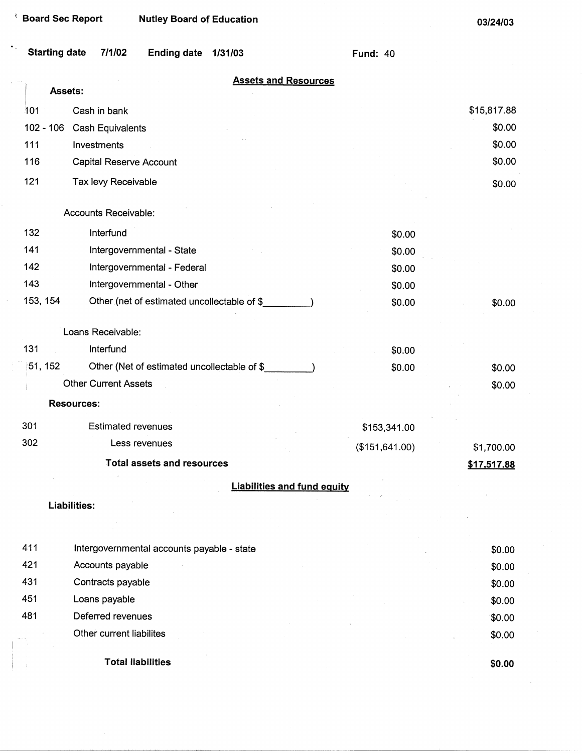Board Sec Report | Nutley Board of Education | 03/24/03

Starting date 7/1/02 | Ending date 1/31/03 | Fund: 40

## Assets and Resources

**Assets:**

| Code | Description | | Amount |
|---|---|---|---|
| 101 | Cash in bank | | $15,817.88 |
| 102 - 106 | Cash Equivalents | | $0.00 |
| 111 | Investments | | $0.00 |
| 116 | Capital Reserve Account | | $0.00 |
| 121 | Tax levy Receivable | | $0.00 |
| | Accounts Receivable: | | |
| 132 | Interfund | $0.00 | |
| 141 | Intergovernmental - State | $0.00 | |
| 142 | Intergovernmental - Federal | $0.00 | |
| 143 | Intergovernmental - Other | $0.00 | |
| 153, 154 | Other (net of estimated uncollectable of $_________) | $0.00 | $0.00 |
| | Loans Receivable: | | |
| 131 | Interfund | $0.00 | |
| 151, 152 | Other (Net of estimated uncollectable of $_________) | $0.00 | $0.00 |
| | Other Current Assets | | $0.00 |
| | **Resources:** | | |
| 301 | Estimated revenues | $153,341.00 | |
| 302 | Less revenues | ($151,641.00) | $1,700.00 |
| | **Total assets and resources** | | **$17,517.88** |

## Liabilities and fund equity

**Liabilities:**

| Code | Description | Amount |
|---|---|---|
| 411 | Intergovernmental accounts payable - state | $0.00 |
| 421 | Accounts payable | $0.00 |
| 431 | Contracts payable | $0.00 |
| 451 | Loans payable | $0.00 |
| 481 | Deferred revenues | $0.00 |
| | Other current liabilites | $0.00 |
| | **Total liabilities** | **$0.00** |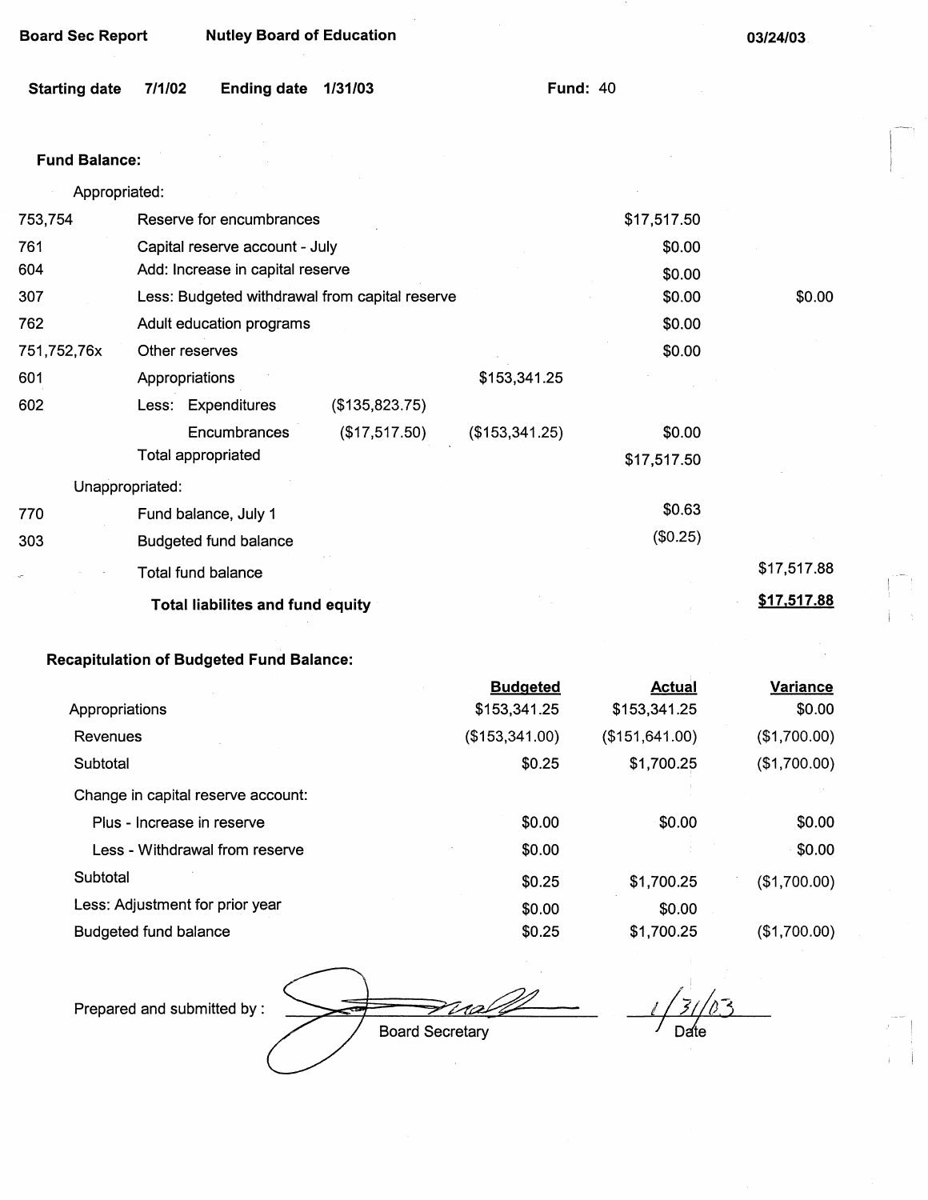Board Sec Report | Nutley Board of Education | 03/24/03

**Starting date** 7/1/02 **Ending date** 1/31/03 **Fund:** 40

**Fund Balance:**

| | | | | | |
|---|---|---|---|---|---|
| | Appropriated: | | | | |
| 753,754 | Reserve for encumbrances | | | $17,517.50 | |
| 761 | Capital reserve account - July | | | $0.00 | |
| 604 | Add: Increase in capital reserve | | | $0.00 | |
| 307 | Less: Budgeted withdrawal from capital reserve | | | $0.00 | $0.00 |
| 762 | Adult education programs | | | $0.00 | |
| 751,752,76x | Other reserves | | | $0.00 | |
| 601 | Appropriations | | $153,341.25 | | |
| 602 | Less: Expenditures | ($135,823.75) | | | |
| | Encumbrances | ($17,517.50) | ($153,341.25) | $0.00 | |
| | Total appropriated | | | $17,517.50 | |
| | Unappropriated: | | | | |
| 770 | Fund balance, July 1 | | | $0.63 | |
| 303 | Budgeted fund balance | | | ($0.25) | |
| | Total fund balance | | | | $17,517.88 |
| | **Total liabilites and fund equity** | | | | **$17,517.88** |

**Recapitulation of Budgeted Fund Balance:**

| | Budgeted | Actual | Variance |
|---|---|---|---|
| Appropriations | $153,341.25 | $153,341.25 | $0.00 |
| Revenues | ($153,341.00) | ($151,641.00) | ($1,700.00) |
| Subtotal | $0.25 | $1,700.25 | ($1,700.00) |
| Change in capital reserve account: | | | |
| Plus - Increase in reserve | $0.00 | $0.00 | $0.00 |
| Less - Withdrawal from reserve | $0.00 | | $0.00 |
| Subtotal | $0.25 | $1,700.25 | ($1,700.00) |
| Less: Adjustment for prior year | $0.00 | $0.00 | |
| Budgeted fund balance | $0.25 | $1,700.25 | ($1,700.00) |

Prepared and submitted by : ____________________ Board Secretary    1/31/03 Date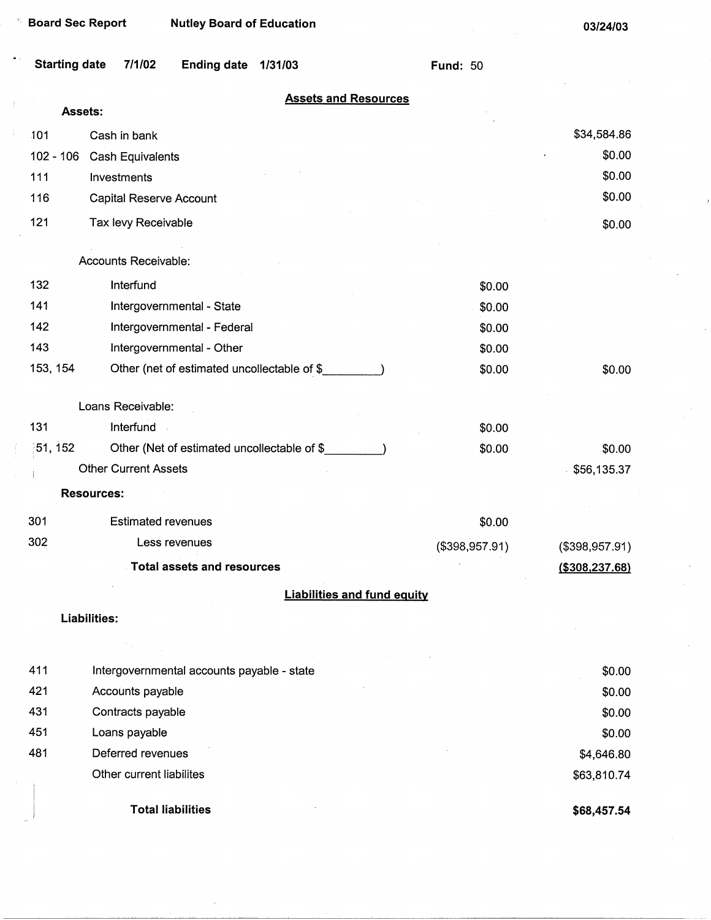Board Sec Report    Nutley Board of Education    03/24/03

Starting date 7/1/02    Ending date 1/31/03    Fund: 50

## Assets and Resources

**Assets:**

| | | | |
|---|---|---|---|
| 101 | Cash in bank | | $34,584.86 |
| 102 - 106 | Cash Equivalents | | $0.00 |
| 111 | Investments | | $0.00 |
| 116 | Capital Reserve Account | | $0.00 |
| 121 | Tax levy Receivable | | $0.00 |
| | Accounts Receivable: | | |
| 132 | Interfund | $0.00 | |
| 141 | Intergovernmental - State | $0.00 | |
| 142 | Intergovernmental - Federal | $0.00 | |
| 143 | Intergovernmental - Other | $0.00 | |
| 153, 154 | Other (net of estimated uncollectable of $_________) | $0.00 | $0.00 |
| | Loans Receivable: | | |
| 131 | Interfund | $0.00 | |
| 151, 152 | Other (Net of estimated uncollectable of $_________) | $0.00 | $0.00 |
| | Other Current Assets | | $56,135.37 |

**Resources:**

| | | | |
|---|---|---|---|
| 301 | Estimated revenues | $0.00 | |
| 302 | Less revenues | ($398,957.91) | ($398,957.91) |
| | **Total assets and resources** | | **($308,237.68)** |

## Liabilities and fund equity

**Liabilities:**

| | | |
|---|---|---|
| 411 | Intergovernmental accounts payable - state | $0.00 |
| 421 | Accounts payable | $0.00 |
| 431 | Contracts payable | $0.00 |
| 451 | Loans payable | $0.00 |
| 481 | Deferred revenues | $4,646.80 |
| | Other current liabilites | $63,810.74 |
| | **Total liabilities** | **$68,457.54** |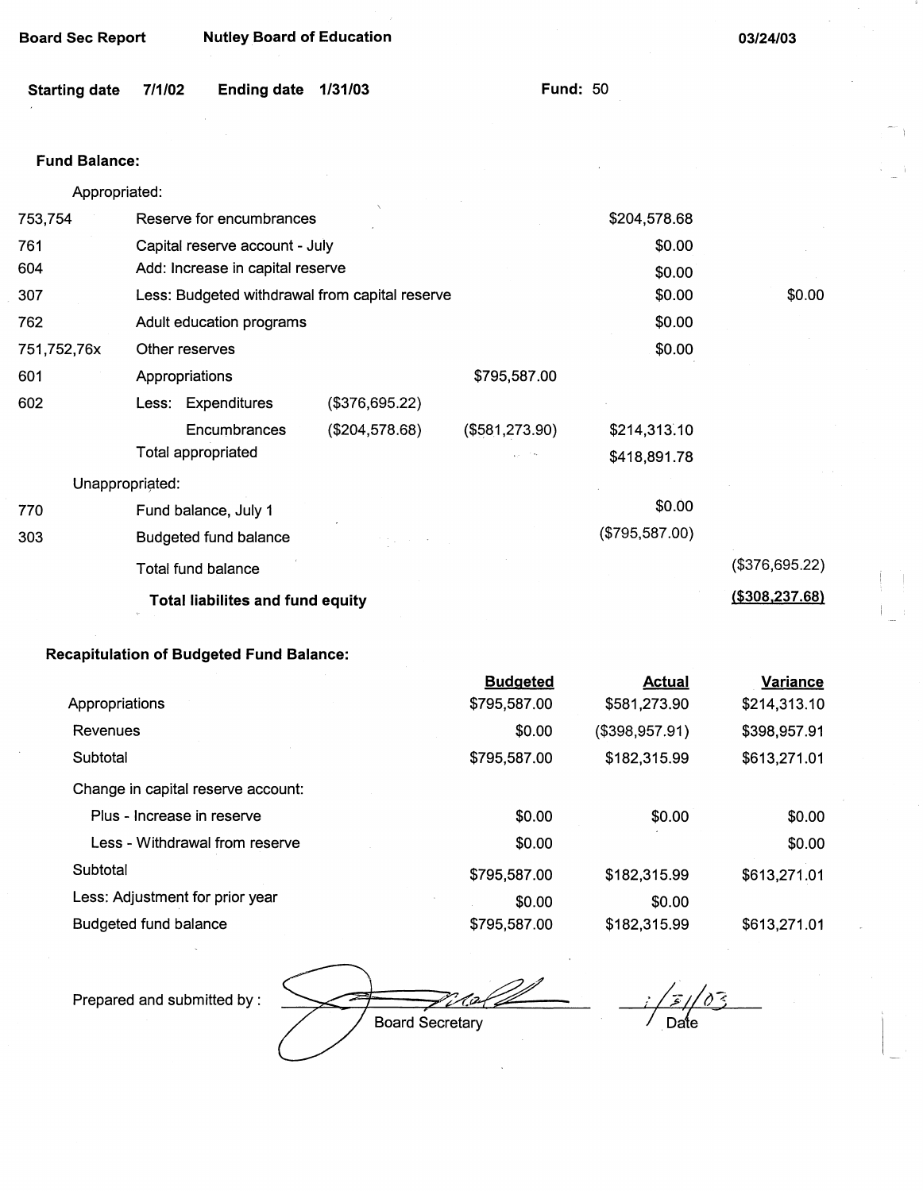Board Sec Report | Nutley Board of Education | 03/24/03

**Starting date** 7/1/02 **Ending date** 1/31/03 **Fund:** 50

**Fund Balance:**

| | | | | | |
|---|---|---|---|---|---|
| | Appropriated: | | | | |
| 753,754 | Reserve for encumbrances | | | $204,578.68 | |
| 761 | Capital reserve account - July | | | $0.00 | |
| 604 | Add: Increase in capital reserve | | | $0.00 | |
| 307 | Less: Budgeted withdrawal from capital reserve | | | $0.00 | $0.00 |
| 762 | Adult education programs | | | $0.00 | |
| 751,752,76x | Other reserves | | | $0.00 | |
| 601 | Appropriations | | $795,587.00 | | |
| 602 | Less: Expenditures | ($376,695.22) | | | |
| | Encumbrances | ($204,578.68) | ($581,273.90) | $214,313.10 | |
| | Total appropriated | | | $418,891.78 | |
| | Unappropriated: | | | | |
| 770 | Fund balance, July 1 | | | $0.00 | |
| 303 | Budgeted fund balance | | | ($795,587.00) | |
| | Total fund balance | | | | ($376,695.22) |
| | **Total liabilites and fund equity** | | | | **($308,237.68)** |

**Recapitulation of Budgeted Fund Balance:**

| | Budgeted | Actual | Variance |
|---|---|---|---|
| Appropriations | $795,587.00 | $581,273.90 | $214,313.10 |
| Revenues | $0.00 | ($398,957.91) | $398,957.91 |
| Subtotal | $795,587.00 | $182,315.99 | $613,271.01 |
| Change in capital reserve account: | | | |
| Plus - Increase in reserve | $0.00 | $0.00 | $0.00 |
| Less - Withdrawal from reserve | $0.00 | | $0.00 |
| Subtotal | $795,587.00 | $182,315.99 | $613,271.01 |
| Less: Adjustment for prior year | $0.00 | $0.00 | |
| Budgeted fund balance | $795,587.00 | $182,315.99 | $613,271.01 |

Prepared and submitted by : ____________________ Board Secretary ____ 1/31/03 Date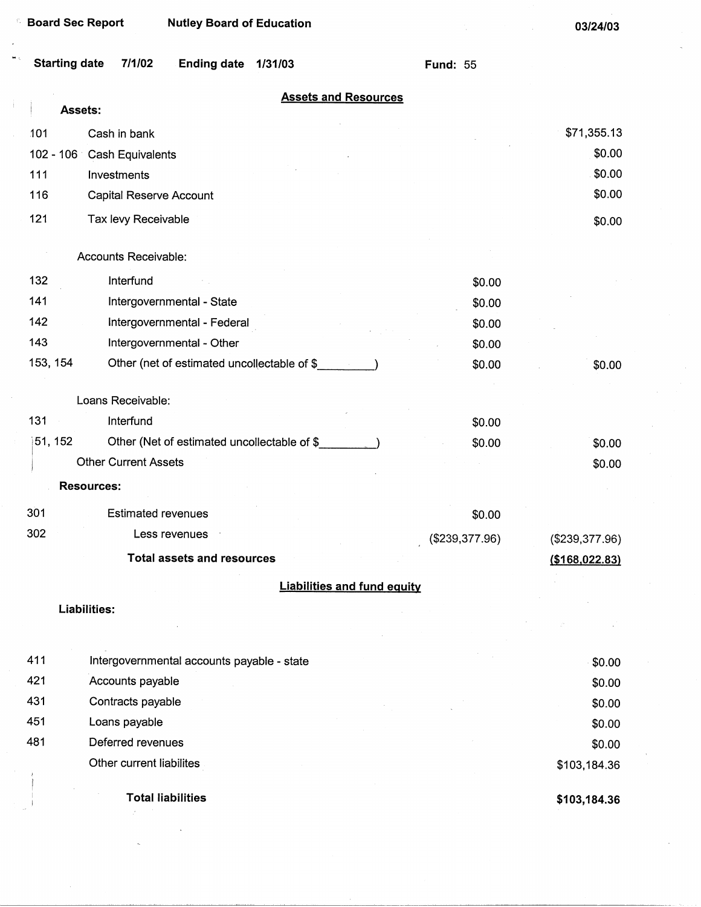Board Sec Report | Nutley Board of Education | 03/24/03

Starting date 7/1/02 Ending date 1/31/03 Fund: 55

## Assets and Resources

| | | | |
|---|---|---|---|
| **Assets:** | | | |
| 101 | Cash in bank | | $71,355.13 |
| 102 - 106 | Cash Equivalents | | $0.00 |
| 111 | Investments | | $0.00 |
| 116 | Capital Reserve Account | | $0.00 |
| 121 | Tax levy Receivable | | $0.00 |
| | Accounts Receivable: | | |
| 132 | Interfund | $0.00 | |
| 141 | Intergovernmental - State | $0.00 | |
| 142 | Intergovernmental - Federal | $0.00 | |
| 143 | Intergovernmental - Other | $0.00 | |
| 153, 154 | Other (net of estimated uncollectable of $_________) | $0.00 | $0.00 |
| | Loans Receivable: | | |
| 131 | Interfund | $0.00 | |
| 151, 152 | Other (Net of estimated uncollectable of $_________) | $0.00 | $0.00 |
| | Other Current Assets | | $0.00 |
| **Resources:** | | | |
| 301 | Estimated revenues | $0.00 | |
| 302 | Less revenues | ($239,377.96) | ($239,377.96) |
| | **Total assets and resources** | | **($168,022.83)** |

## Liabilities and fund equity

| | | |
|---|---|---|
| **Liabilities:** | | |
| 411 | Intergovernmental accounts payable - state | $0.00 |
| 421 | Accounts payable | $0.00 |
| 431 | Contracts payable | $0.00 |
| 451 | Loans payable | $0.00 |
| 481 | Deferred revenues | $0.00 |
| | Other current liabilites | $103,184.36 |
| | **Total liabilities** | **$103,184.36** |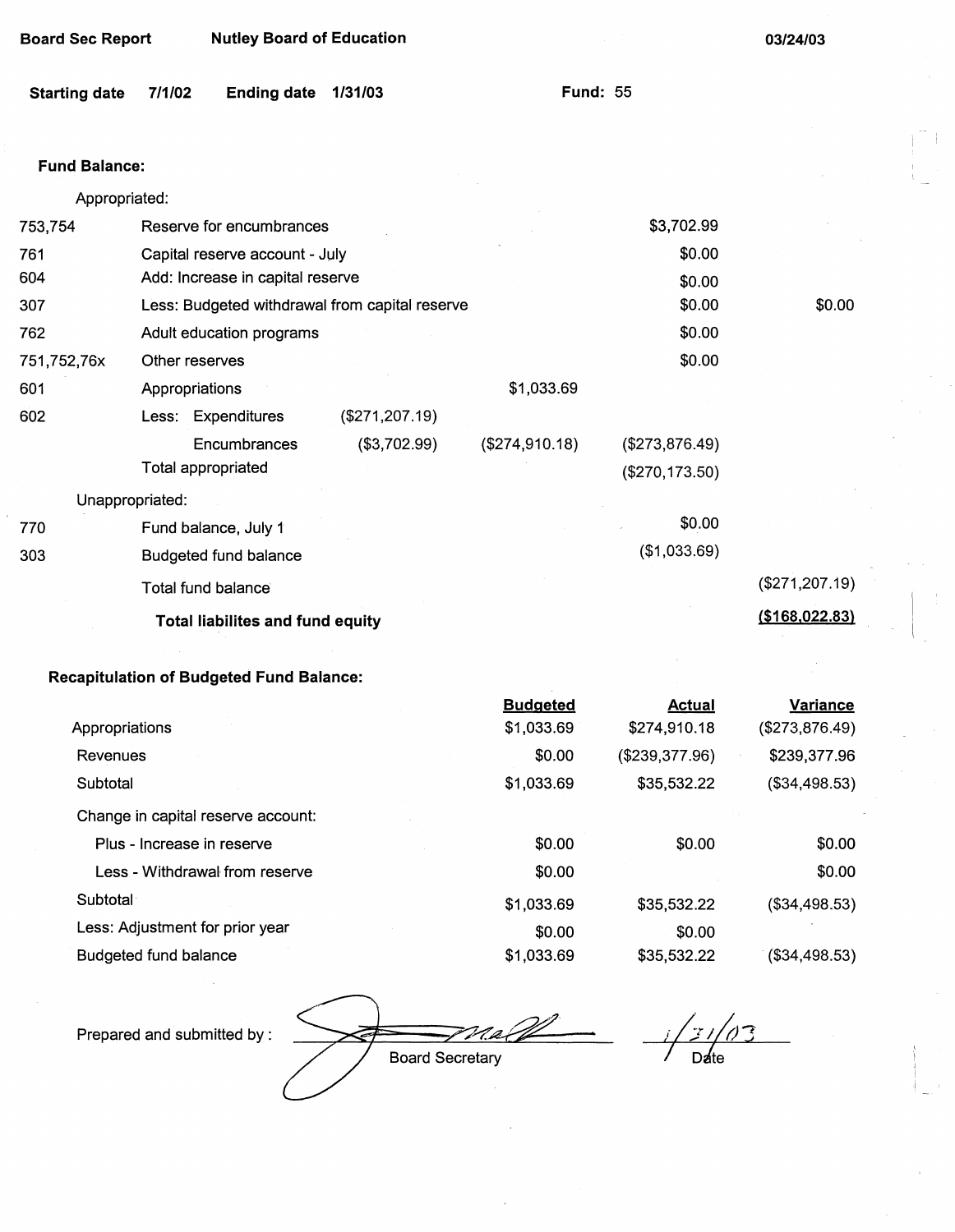Board Sec Report | Nutley Board of Education | 03/24/03

**Starting date** 7/1/02 **Ending date** 1/31/03 **Fund:** 55

**Fund Balance:**

| | | | | | |
|---|---|---|---|---|---|
| | Appropriated: | | | | |
| 753,754 | Reserve for encumbrances | | | $3,702.99 | |
| 761 | Capital reserve account - July | | | $0.00 | |
| 604 | Add: Increase in capital reserve | | | $0.00 | |
| 307 | Less: Budgeted withdrawal from capital reserve | | | $0.00 | $0.00 |
| 762 | Adult education programs | | | $0.00 | |
| 751,752,76x | Other reserves | | | $0.00 | |
| 601 | Appropriations | | $1,033.69 | | |
| 602 | Less: Expenditures | ($271,207.19) | | | |
| | Encumbrances | ($3,702.99) | ($274,910.18) | ($273,876.49) | |
| | Total appropriated | | | ($270,173.50) | |
| | Unappropriated: | | | | |
| 770 | Fund balance, July 1 | | | $0.00 | |
| 303 | Budgeted fund balance | | | ($1,033.69) | |
| | Total fund balance | | | | ($271,207.19) |
| | **Total liabilites and fund equity** | | | | **($168,022.83)** |

**Recapitulation of Budgeted Fund Balance:**

| | Budgeted | Actual | Variance |
|---|---|---|---|
| Appropriations | $1,033.69 | $274,910.18 | ($273,876.49) |
| Revenues | $0.00 | ($239,377.96) | $239,377.96 |
| Subtotal | $1,033.69 | $35,532.22 | ($34,498.53) |
| Change in capital reserve account: | | | |
| Plus - Increase in reserve | $0.00 | $0.00 | $0.00 |
| Less - Withdrawal from reserve | $0.00 | | $0.00 |
| Subtotal | $1,033.69 | $35,532.22 | ($34,498.53) |
| Less: Adjustment for prior year | $0.00 | $0.00 | |
| Budgeted fund balance | $1,033.69 | $35,532.22 | ($34,498.53) |

Prepared and submitted by : ____________________ Board Secretary    1/31/03 Date